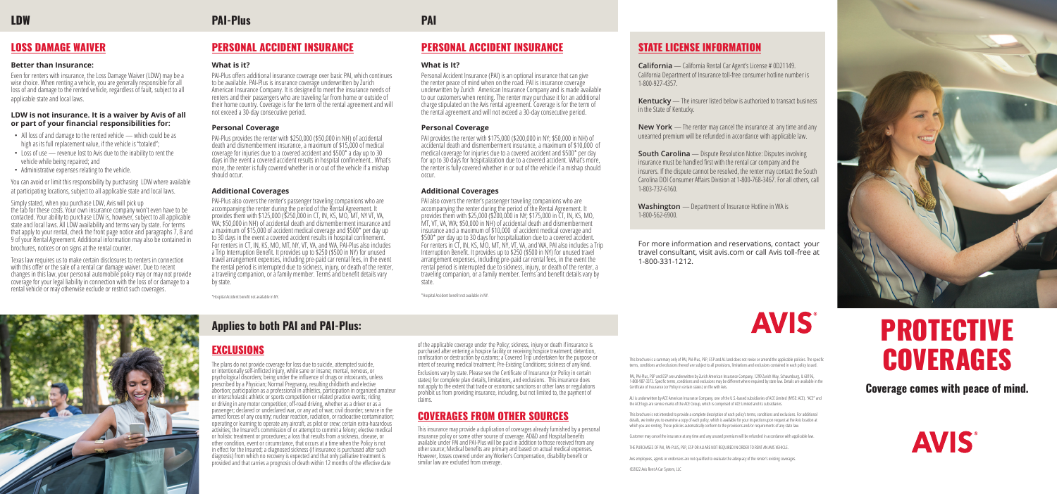# LDW

## LOSS DAMAGE WAIVER

### Better than Insurance:

Even for renters with insurance, the Loss Damage Waiver (LDW) may be a wise choice. When renting a vehicle, you are generally responsible for all loss of and damage to the rented vehicle, regardless of fault, subject to all applicable state and local laws.

### LDW is not insurance. It is a waiver by Avis of all or part of your financial responsibilities for:

- All loss of and damage to the rented vehicle — which could be as high as its full replacement value, if the vehicle is "totaled";
- Loss of use — revenue lost to Avis due to the inability to rent the vehicle while being repaired; and
- Administrative expenses relating to the vehicle.

You can avoid or limit this responsibility by purchasing LDW where available at participating locations, subject to all applicable state and local laws.

Simply stated, when you purchase LDW, Avis will pick up the tab for these costs. Your own insurance company won't even have to be contacted. Your ability to purchase LDW is, however, subject to all applicable state and local laws. All LDW availability and terms vary by state. For terms that apply to your rental, check the front page notice and paragraphs 7, 8 and 9 of your Rental Agreement. Additional information may also be contained in brochures, notices or on signs at the rental counter.

Texas law requires us to make certain disclosures to renters in connection with this offer or the sale of a rental car damage waiver. Due to recent changes in this law, your personal automobile policy may or may not provide coverage for your legal liability in connection with the loss of or damage to a rental vehicle or may otherwise exclude or restrict such coverages.

# PAI-Plus

## PERSONAL ACCIDENT INSURANCE

### What is it?

PAI-Plus offers additional insurance coverage over basic PAI, which continues to be available. PAI-Plus is insurance coverage underwritten by Zurich American Insurance Company. It is designed to meet the insurance needs of renters and their passengers who are traveling far from home or outside of their home country. Coverage is for the term of the rental agreement and will not exceed a 30-day consecutive period.

### Personal Coverage

PAI-Plus provides the renter with $250,000 ($50,000 in NH) of accidental death and dismemberment insurance, a maximum of $15,000 of medical coverage for injuries due to a covered accident and $500* a day up to 30 days in the event a covered accident results in hospital confinement. What's more, the renter is fully covered whether in or out of the vehicle if a mishap should occur.

### Additional Coverages

PAI-Plus also covers the renter's passenger traveling companions who are accompanying the renter during the period of the Rental Agreement. It provides them with $125,000 ($250,000 in CT, IN, KS, MO, MT, NY VT, VA, WA; $50,000 in NH) of accidental death and dismemberment insurance and a maximum of $15,000 of accident medical coverage and $500* per day up to 30 days in the event a covered accident results in hospital confinement. For renters in CT, IN, KS, MO, MT, NY, VT, VA, and WA, PAI-Plus also includes a Trip Interruption Benefit. It provides up to $250 ($500 in NY) for unused travel arrangement expenses, including pre-paid car rental fees, in the event the rental period is interrupted due to sickness, injury, or death of the renter, a traveling companion, or a family member. Terms and benefit details vary by state.

*Hospital Accident benefit not available in NY.

# PAI

## PERSONAL ACCIDENT INSURANCE

### What is It?

Personal Accident Insurance (PAI) is an optional insurance that can give the renter peace of mind when on the road. PAI is insurance coverage underwritten by Zurich American Insurance Company and is made available to our customers when renting. The renter may purchase it for an additional charge stipulated on the Avis rental agreement. Coverage is for the term of the rental agreement and will not exceed a 30-day consecutive period.

### Personal Coverage

PAI provides the renter with $175,000 ($200,000 in NY; $50,000 in NH) of accidental death and dismemberment insurance, a maximum of $10,000 of medical coverage for injuries due to a covered accident and $500* per day for up to 30 days for hospitalization due to a covered accident. What's more, the renter is fully covered whether in or out of the vehicle if a mishap should occur.

### Additional Coverages

PAI also covers the renter's passenger traveling companions who are accompanying the renter during the period of the Rental Agreement. It provides them with $25,000 ($200,000 in NY; $175,000 in CT, IN, KS, MO, MT, VT, VA, WA; $50,000 in NH) of accidental death and dismemberment insurance and a maximum of $10,000 of accident medical coverage and $500* per day up to 30 days for hospitalization due to a covered accident. For renters in CT, IN, KS, MO, MT, NY, VT, VA, and WA, PAI also includes a Trip Interruption Benefit. It provides up to $250 ($500 in NY) for unused travel arrangement expenses, including pre-paid car rental fees, in the event the rental period is interrupted due to sickness, injury, or death of the renter, a traveling companion, or a family member. Terms and benefit details vary by state.

*Hospital Accident benefit not available in NY.

## Applies to both PAI and PAI-Plus:

## EXCLUSIONS

The plans do not provide coverage for loss due to suicide, attempted suicide, or intentionally self-inflicted injury, while sane or insane; mental, nervous, or psychological disorders; being under the influence of drugs or intoxicants, unless prescribed by a Physician; Normal Pregnancy, resulting childbirth and elective abortion; participation as a professional in athletics, participation in organized amateur or interscholastic athletic or sports competition or related practice events; riding or driving in any motor competition; off-road driving, whether as a driver or as a passenger; declared or undeclared war, or any act of war; civil disorder; service in the armed forces of any country; nuclear reaction, radiation, or radioactive contamination; operating or learning to operate any aircraft, as pilot or crew; certain extra-hazardous activities; the Insured's commission of or attempt to commit a felony; elective medical or holistic treatment or procedures; a loss that results from a sickness, disease, or other condition, event or circumstance, that occurs at a time when the Policy is not in effect for the Insured; a diagnosed sickness (if insurance is purchased after such diagnosis) from which no recovery is expected and that only palliative treatment is provided and that carries a prognosis of death within 12 months of the effective date of the applicable coverage under the Policy; sickness, injury or death if insurance is purchased after entering a hospice facility or receiving hospice treatment; detention, confiscation or destruction by customs; a Covered Trip undertaken for the purpose or intent of securing medical treatment; Pre-Existing Conditions; sickness of any kind.

Exclusions vary by state. Please see the Certificate of Insurance (or Policy in certain states) for complete plan details, limitations, and exclusions. This insurance does not apply to the extent that trade or economic sanctions or other laws or regulations prohibit us from providing insurance, including, but not limited to, the payment of claims.

## COVERAGES FROM OTHER SOURCES

This insurance may provide a duplication of coverages already furnished by a personal insurance policy or some other source of coverage. AD&D and Hospital benefits available under PAI and PAI-Plus will be paid in addition to those received from any other source; Medical benefits are primary and based on actual medical expenses. However, losses covered under any Worker's Compensation, disability benefit or similar law are excluded from coverage.

## STATE LICENSE INFORMATION

**California** — California Rental Car Agent's License # 0D21149. California Department of Insurance toll-free consumer hotline number is 1-800-927-4357.

**Kentucky** — The insurer listed below is authorized to transact business in the State of Kentucky.

**New York** — The renter may cancel the insurance at any time and any unearned premium will be refunded in accordance with applicable law.

**South Carolina** — Dispute Resolution Notice: Disputes involving insurance must be handled first with the rental car company and the insurers. If the dispute cannot be resolved, the renter may contact the South Carolina DOI Consumer Affairs Division at 1-800-768-3467. For all others, call 1-803-737-6160.

**Washington** — Department of Insurance Hotline in WA is 1-800-562-6900.

For more information and reservations, contact your travel consultant, visit avis.com or call Avis toll-free at 1-800-331-1212.

AVIS®

This brochure is a summary only of PAI, PAI-Plus, PEP, ESP and ALI and does not revise or amend the applicable policies. The specific terms, conditions and exclusions thereof are subject to all provisions, limitations and exclusions contained in each policy issued.

PAI, PAI-Plus, PEP and ESP are underwritten by Zurich American Insurance Company, 1299 Zurich Way, Schaumburg, IL 60196; 1-800-987-3373. Specific terms, conditions and exclusions may be different where required by state law. Details are available in the Certificate of Insurance (or Policy in certain states) on file with Avis.

ALI is underwritten by ACE American Insurance Company, one of the U.S.-based subsidiaries of ACE Limited (NYSE: ACE). "ACE" and the ACE logo are service marks of the ACE Group, which is comprised of ACE Limited and its subsidiaries.

This brochure is not intended to provide a complete description of each policy's terms, conditions and exclusions. For additional details, we invite you to examine a copy of each policy, which is available for your inspection upon request at the Avis location at which you are renting. These policies automatically conform to the provisions and/or requirements of any state law.

Customer may cancel the insurance at any time and any unused premium will be refunded in accordance with applicable law.

THE PURCHASE OF PAI, PAI-PLUS, PEP, ESP OR ALI ARE NOT REQUIRED IN ORDER TO RENT AN AVIS VEHICLE.

Avis employees, agents or endorsees are not qualified to evaluate the adequacy of the renter's existing coverages.

©2022 Avis Rent A Car System, LLC

# PROTECTIVE COVERAGES

**Coverage comes with peace of mind.**

AVIS®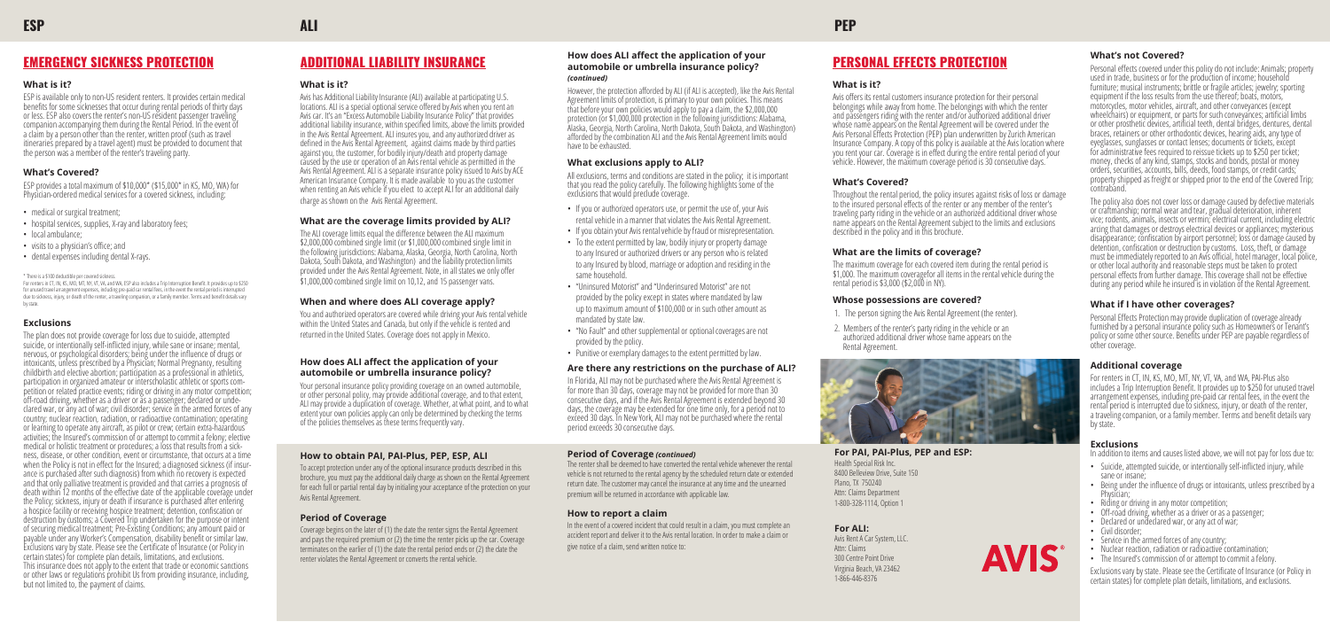# ESP

## EMERGENCY SICKNESS PROTECTION

### What is it?

ESP is available only to non-US resident renters. It provides certain medical benefits for some sicknesses that occur during rental periods of thirty days or less. ESP also covers the renter's non-US resident passenger traveling companion accompanying them during the Rental Period. In the event of a claim by a person other than the renter, written proof (such as travel itineraries prepared by a travel agent) must be provided to document that the person was a member of the renter's traveling party.

### What's Covered?

ESP provides a total maximum of $10,000* ($15,000* in KS, MO, WA) for Physician-ordered medical services for a covered sickness, including:

- medical or surgical treatment;
- hospital services, supplies, X-ray and laboratory fees;
- local ambulance;
- visits to a physician's office; and
- dental expenses including dental X-rays.

\* There is a $100 deductible per covered sickness.
For renters in CT, IN, KS, MO, MT, NY, VT, VA, and WA: ESP also includes a Trip Interruption Benefit. It provides up to $250 for unused travel arrangement expenses, including pre-paid car rental fees, in the event the rental period is interrupted due to sickness, injury, or death of the renter, a traveling companion, or a family member. Terms and benefit details vary by state.

### Exclusions

The plan does not provide coverage for loss due to suicide, attempted suicide, or intentionally self-inflicted injury, while sane or insane; mental, nervous, or psychological disorders; being under the influence of drugs or intoxicants, unless prescribed by a Physician; Normal Pregnancy, resulting childbirth and elective abortion; participation as a professional in athletics, participation in organized amateur or interscholastic athletic or sports competition or related practice events; riding or driving in any motor competition; off-road driving, whether as a driver or as a passenger; declared or undeclared war, or any act of war; civil disorder; service in the armed forces of any country; nuclear reaction, radiation, or radioactive contamination; operating or learning to operate any aircraft, as pilot or crew; certain extra-hazardous activities; the Insured's commission of or attempt to commit a felony; elective medical or holistic treatment or procedures; a loss that results from a sickness, disease, or other condition, event or circumstance, that occurs at a time when the Policy is not in effect for the Insured; a diagnosed sickness (if insurance is purchased after such diagnosis) from which no recovery is expected and that only palliative treatment is provided and that carries a prognosis of death within 12 months of the effective date of the applicable coverage under the Policy; sickness, injury or death if insurance is purchased after entering a hospice facility or receiving hospice treatment; detention, confiscation or destruction by customs; a Covered Trip undertaken for the purpose of intent of securing medical treatment; Pre-Existing Conditions; any amount paid or payable under any Worker's Compensation, disability benefit or similar law. Exclusions vary by state. Please see the Certificate of Insurance (or Policy in certain states) for complete plan details, limitations, and exclusions.
This insurance does not apply to the extent that trade or economic sanctions or other laws or regulations prohibit Us from providing insurance, including, but not limited to, the payment of claims.

# ALI

## ADDITIONAL LIABILITY INSURANCE

### What is it?

Avis has Additional Liability Insurance (ALI) available at participating U.S. locations. ALI is a special optional service offered by Avis when you rent an Avis car. It's an "Excess Automobile Liability Insurance Policy" that provides additional liability insurance, within specified limits, above the limits provided in the Avis Rental Agreement. ALI insures you, and any authorized driver as defined in the Avis Rental Agreement, against claims made by third parties against you, the customer, for bodily injury/death and property damage caused by the use or operation of an Avis rental vehicle as permitted in the Avis Rental Agreement. ALI is a separate insurance policy issued to Avis by ACE American Insurance Company. It is made available to you as the customer when renting an Avis vehicle if you elect to accept ALI for an additional daily charge as shown on the Avis Rental Agreement.

### What are the coverage limits provided by ALI?

The ALI coverage limits equal the difference between the ALI maximum $2,000,000 combined single limit (or $1,000,000 combined single limit in the following jurisdictions: Alabama, Alaska, Georgia, North Carolina, North Dakota, South Dakota, and Washington) and the liability protection limits provided under the Avis Rental Agreement. Note, in all states we only offer $1,000,000 combined single limit on 10,12, and 15 passenger vans.

### When and where does ALI coverage apply?

You and authorized operators are covered while driving your Avis rental vehicle within the United States and Canada, but only if the vehicle is rented and returned in the United States. Coverage does not apply in Mexico.

### How does ALI affect the application of your automobile or umbrella insurance policy?

Your personal insurance policy providing coverage on an owned automobile, or other personal policy, may provide additional coverage, and to that extent, ALI may provide a duplication of coverage. Whether, at what point, and to what extent your own policies apply can only be determined by checking the terms of the policies themselves as these terms frequently vary.

### How does ALI affect the application of your automobile or umbrella insurance policy? *(continued)*

However, the protection afforded by ALI (if ALI is accepted), like the Avis Rental Agreement limits of protection, is primary to your own policies. This means that before your own policies would apply to pay a claim, the $2,000,000 protection (or $1,000,000 protection in the following jurisdictions: Alabama, Alaska, Georgia, North Carolina, North Dakota, South Dakota, and Washington) afforded by the combination ALI and the Avis Rental Agreement limits would have to be exhausted.

### What exclusions apply to ALI?

All exclusions, terms and conditions are stated in the policy; it is important that you read the policy carefully. The following highlights some of the exclusions that would preclude coverage.

- If you or authorized operators use, or permit the use of, your Avis rental vehicle in a manner that violates the Avis Rental Agreement.
- If you obtain your Avis rental vehicle by fraud or misrepresentation.
- To the extent permitted by law, bodily injury or property damage to any Insured or authorized drivers or any person who is related to any Insured by blood, marriage or adoption and residing in the same household.
- "Uninsured Motorist" and "Underinsured Motorist" are not provided by the policy except in states where mandated by law up to maximum amount of $100,000 or in such other amount as mandated by state law.
- "No Fault" and other supplemental or optional coverages are not provided by the policy.
- Punitive or exemplary damages to the extent permitted by law.

### Are there any restrictions on the purchase of ALI?

In Florida, ALI may not be purchased where the Avis Rental Agreement is for more than 30 days, coverage may not be provided for more than 30 consecutive days, and if the Avis Rental Agreement is extended beyond 30 days, the coverage may be extended for one time only, for a period not to exceed 30 days. In New York, ALI may not be purchased where the rental period exceeds 30 consecutive days.

### How to obtain PAI, PAI-Plus, PEP, ESP, ALI

To accept protection under any of the optional insurance products described in this brochure, you must pay the additional daily charge as shown on the Rental Agreement for each full or partial rental day by initialing your acceptance of the protection on your Avis Rental Agreement.

### Period of Coverage

Coverage begins on the later of (1) the date the renter signs the Rental Agreement and pays the required premium or (2) the time the renter picks up the car. Coverage terminates on the earlier of (1) the date the rental period ends or (2) the date the renter violates the Rental Agreement or converts the rental vehicle.

### Period of Coverage *(continued)*

The renter shall be deemed to have converted the rental vehicle whenever the rental vehicle is not returned to the rental agency by the scheduled return date or extended return date. The customer may cancel the insurance at any time and the unearned premium will be returned in accordance with applicable law.

### How to report a claim

In the event of a covered incident that could result in a claim, you must complete an accident report and deliver it to the Avis rental location. In order to make a claim or give notice of a claim, send written notice to:

# PEP

## PERSONAL EFFECTS PROTECTION

### What is it?

Avis offers its rental customers insurance protection for their personal belongings while away from home. The belongings with which the renter and passengers riding with the renter and/or authorized additional driver whose name appears on the Rental Agreement will be covered under the Avis Personal Effects Protection (PEP) plan underwritten by Zurich American Insurance Company. A copy of this policy is available at the Avis location where you rent your car. Coverage is in effect during the entire rental period of your vehicle. However, the maximum coverage period is 30 consecutive days.

### What's Covered?

Throughout the rental period, the policy insures against risks of loss or damage to the insured personal effects of the renter or any member of the renter's traveling party riding in the vehicle or an authorized additional driver whose name appears on the Rental Agreement subject to the limits and exclusions described in the policy and in this brochure.

### What are the limits of coverage?

The maximum coverage for each covered item during the rental period is $1,000. The maximum coverage for all items in the rental vehicle during the rental period is $3,000 ($2,000 in NY).

### Whose possessions are covered?

1. The person signing the Avis Rental Agreement (the renter).
2. Members of the renter's party riding in the vehicle or an authorized additional driver whose name appears on the Rental Agreement.

**For PAI, PAI-Plus, PEP and ESP:**
Health Special Risk Inc.
8400 Belleview Drive, Suite 150
Plano, TX 75024
Attn: Claims Department
1-800-328-1114, Option 1

**For ALI:**
Avis Rent A Car System, LLC.
Attn: Claims
300 Centre Point Drive
Virginia Beach, VA 23462
1-866-446-8376

AVIS®

### What's not Covered?

Personal effects covered under this policy do not include: Animals; property used in trade, business or for the production of income; household furniture; musical instruments; brittle or fragile articles; jewelry; sporting equipment if the loss results from the use thereof; boats, motors, motorcycles, motor vehicles, aircraft, and other conveyances (except wheelchairs) or equipment, or parts for such conveyances; artificial limbs or other prosthetic devices, artificial teeth, dental bridges, dentures, dental braces, retainers or other orthodontic devices, hearing aids, any type of eyeglasses, sunglasses or contact lenses; documents or tickets, except for administrative fees required to reissue tickets up to $250 per ticket; money, checks of any kind, stamps, stocks and bonds, postal or money orders, securities, accounts, bills, deeds, food stamps, or credit cards; property shipped as freight or shipped prior to the end of the Covered Trip; contraband.

The policy also does not cover loss or damage caused by defective materials or craftsmanship; normal wear and tear, gradual deterioration, inherent vice; rodents, animals, insects or vermin; electrical current, including electric arcing that damages or destroys electrical devices or appliances; mysterious disappearance; confiscation by airport personnel; loss or damage caused by detention, confiscation or destruction by customs. Loss, theft, or damage must be immediately reported to an Avis official, hotel manager, local police, or other local authority and reasonable steps must be taken to protect personal effects from further damage. This coverage shall not be effective during any period while the insured is in violation of the Rental Agreement.

### What if I have other coverages?

Personal Effects Protection may provide duplication of coverage already furnished by a personal insurance policy such as Homeowners or Tenant's policy or some other source. Benefits under PEP are payable regardless of other coverage.

### Additional coverage

For renters in CT, IN, KS, MO, MT, NY, VT, VA, and WA, PAI-Plus also includes a Trip Interruption Benefit. It provides up to $250 for unused travel arrangement expenses, including pre-paid car rental fees, in the event the rental period is interrupted due to sickness, injury, or death of the renter, a traveling companion, or a family member. Terms and benefit details vary by state.

### Exclusions

In addition to items and causes listed above, we will not pay for loss due to:

- Suicide, attempted suicide, or intentionally self-inflicted injury, while sane or insane;
- Being under the influence of drugs or intoxicants, unless prescribed by a Physician;
- Riding or driving in any motor competition;
- Off-road driving, whether as a driver or as a passenger;
- Declared or undeclared war, or any act of war;
- Civil disorder;
- Service in the armed forces of any country;
- Nuclear reaction, radiation or radioactive contamination;
- The Insured's commission of or attempt to commit a felony.

Exclusions vary by state. Please see the Certificate of Insurance (or Policy in certain states) for complete plan details, limitations, and exclusions.